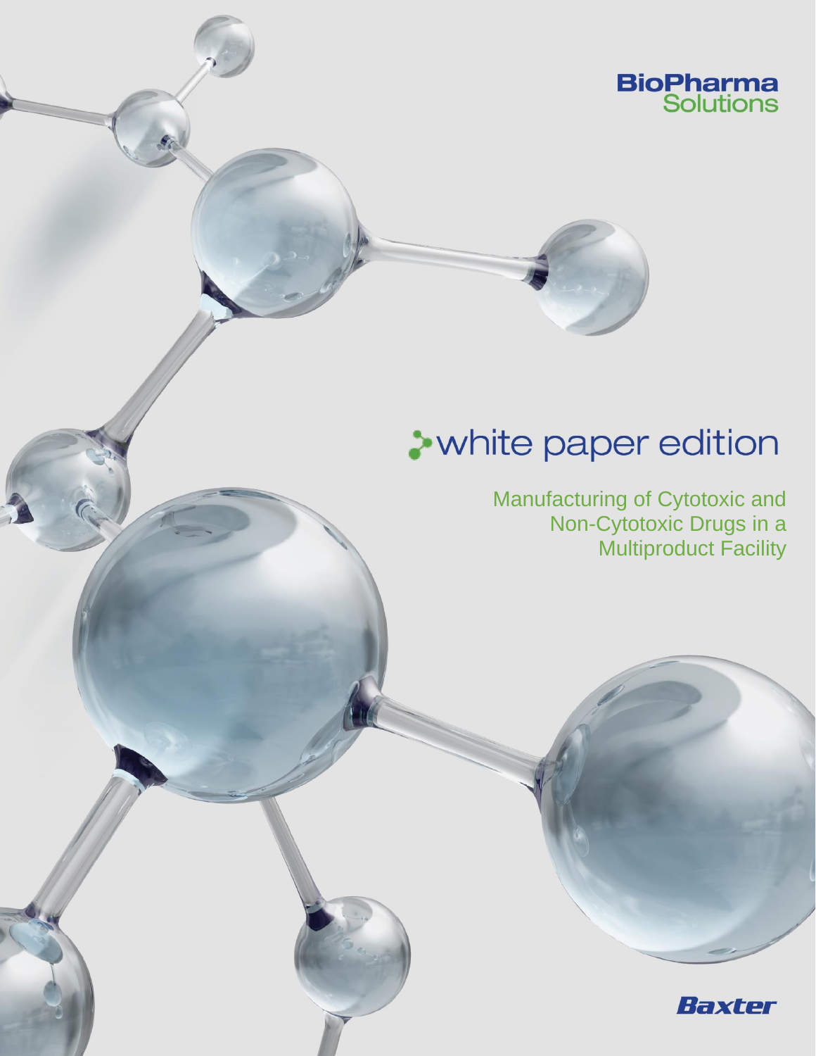BioPharma Solutions

white paper edition

# Manufacturing of Cytotoxic and Non-Cytotoxic Drugs in a Multiproduct Facility

Baxter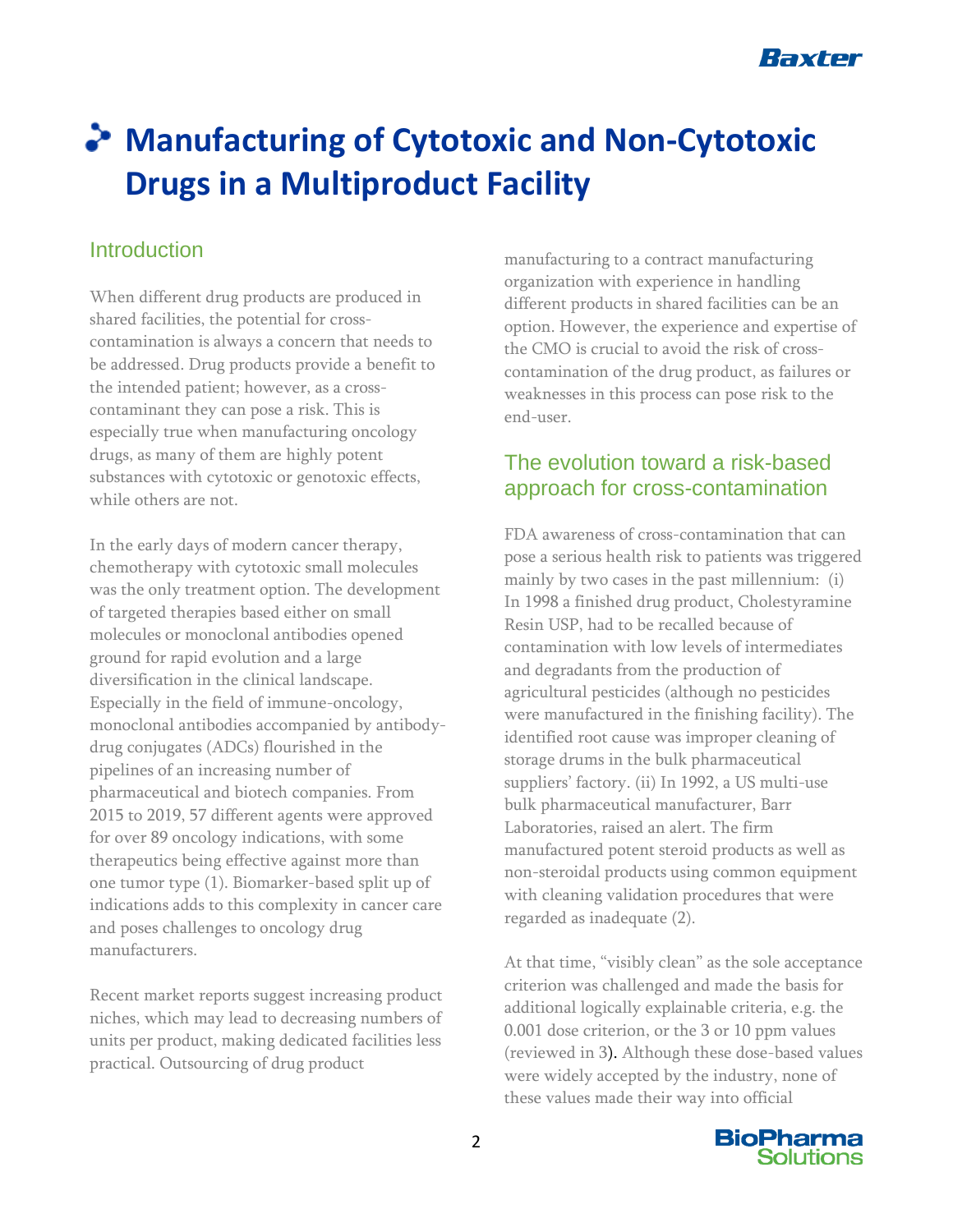# Manufacturing of Cytotoxic and Non-Cytotoxic Drugs in a Multiproduct Facility

## Introduction

When different drug products are produced in shared facilities, the potential for cross-contamination is always a concern that needs to be addressed. Drug products provide a benefit to the intended patient; however, as a cross-contaminant they can pose a risk. This is especially true when manufacturing oncology drugs, as many of them are highly potent substances with cytotoxic or genotoxic effects, while others are not.

In the early days of modern cancer therapy, chemotherapy with cytotoxic small molecules was the only treatment option. The development of targeted therapies based either on small molecules or monoclonal antibodies opened ground for rapid evolution and a large diversification in the clinical landscape. Especially in the field of immune-oncology, monoclonal antibodies accompanied by antibody-drug conjugates (ADCs) flourished in the pipelines of an increasing number of pharmaceutical and biotech companies. From 2015 to 2019, 57 different agents were approved for over 89 oncology indications, with some therapeutics being effective against more than one tumor type (1). Biomarker-based split up of indications adds to this complexity in cancer care and poses challenges to oncology drug manufacturers.

Recent market reports suggest increasing product niches, which may lead to decreasing numbers of units per product, making dedicated facilities less practical. Outsourcing of drug product manufacturing to a contract manufacturing organization with experience in handling different products in shared facilities can be an option. However, the experience and expertise of the CMO is crucial to avoid the risk of cross-contamination of the drug product, as failures or weaknesses in this process can pose risk to the end-user.

## The evolution toward a risk-based approach for cross-contamination

FDA awareness of cross-contamination that can pose a serious health risk to patients was triggered mainly by two cases in the past millennium: (i) In 1998 a finished drug product, Cholestyramine Resin USP, had to be recalled because of contamination with low levels of intermediates and degradants from the production of agricultural pesticides (although no pesticides were manufactured in the finishing facility). The identified root cause was improper cleaning of storage drums in the bulk pharmaceutical suppliers' factory. (ii) In 1992, a US multi-use bulk pharmaceutical manufacturer, Barr Laboratories, raised an alert. The firm manufactured potent steroid products as well as non-steroidal products using common equipment with cleaning validation procedures that were regarded as inadequate (2).

At that time, "visibly clean" as the sole acceptance criterion was challenged and made the basis for additional logically explainable criteria, e.g. the 0.001 dose criterion, or the 3 or 10 ppm values (reviewed in 3). Although these dose-based values were widely accepted by the industry, none of these values made their way into official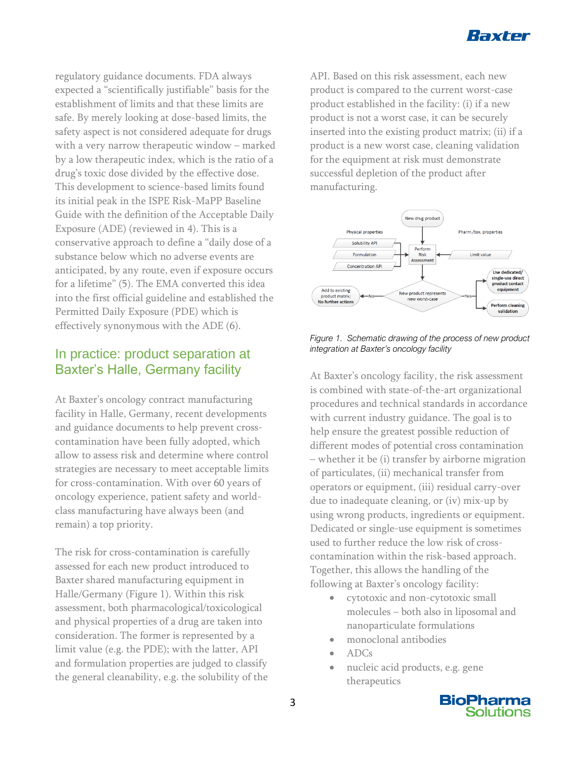regulatory guidance documents. FDA always expected a "scientifically justifiable" basis for the establishment of limits and that these limits are safe. By merely looking at dose-based limits, the safety aspect is not considered adequate for drugs with a very narrow therapeutic window – marked by a low therapeutic index, which is the ratio of a drug's toxic dose divided by the effective dose. This development to science-based limits found its initial peak in the ISPE Risk-MaPP Baseline Guide with the definition of the Acceptable Daily Exposure (ADE) (reviewed in 4). This is a conservative approach to define a "daily dose of a substance below which no adverse events are anticipated, by any route, even if exposure occurs for a lifetime" (5). The EMA converted this idea into the first official guideline and established the Permitted Daily Exposure (PDE) which is effectively synonymous with the ADE (6).

## In practice: product separation at Baxter's Halle, Germany facility

At Baxter's oncology contract manufacturing facility in Halle, Germany, recent developments and guidance documents to help prevent cross-contamination have been fully adopted, which allow to assess risk and determine where control strategies are necessary to meet acceptable limits for cross-contamination. With over 60 years of oncology experience, patient safety and world-class manufacturing have always been (and remain) a top priority.

The risk for cross-contamination is carefully assessed for each new product introduced to Baxter shared manufacturing equipment in Halle/Germany (Figure 1). Within this risk assessment, both pharmacological/toxicological and physical properties of a drug are taken into consideration. The former is represented by a limit value (e.g. the PDE); with the latter, API and formulation properties are judged to classify the general cleanability, e.g. the solubility of the API. Based on this risk assessment, each new product is compared to the current worst-case product established in the facility: (i) if a new product is not a worst case, it can be securely inserted into the existing product matrix; (ii) if a product is a new worst case, cleaning validation for the equipment at risk must demonstrate successful depletion of the product after manufacturing.

New drug product

Physical properties: Solubility API; Formulation; Concentration API

Pharm./tox. properties: Limit value

Perform Risk Assessment

New product represents new worst-case

No → Add to existing product matrix; No further actions

Yes → Use dedicated/single-use direct product contact equipment; Perform cleaning validation

*Figure 1. Schematic drawing of the process of new product integration at Baxter's oncology facility*

At Baxter's oncology facility, the risk assessment is combined with state-of-the-art organizational procedures and technical standards in accordance with current industry guidance. The goal is to help ensure the greatest possible reduction of different modes of potential cross contamination – whether it be (i) transfer by airborne migration of particulates, (ii) mechanical transfer from operators or equipment, (iii) residual carry-over due to inadequate cleaning, or (iv) mix-up by using wrong products, ingredients or equipment. Dedicated or single-use equipment is sometimes used to further reduce the low risk of cross-contamination within the risk-based approach. Together, this allows the handling of the following at Baxter's oncology facility:

- cytotoxic and non-cytotoxic small molecules – both also in liposomal and nanoparticulate formulations
- monoclonal antibodies
- ADCs
- nucleic acid products, e.g. gene therapeutics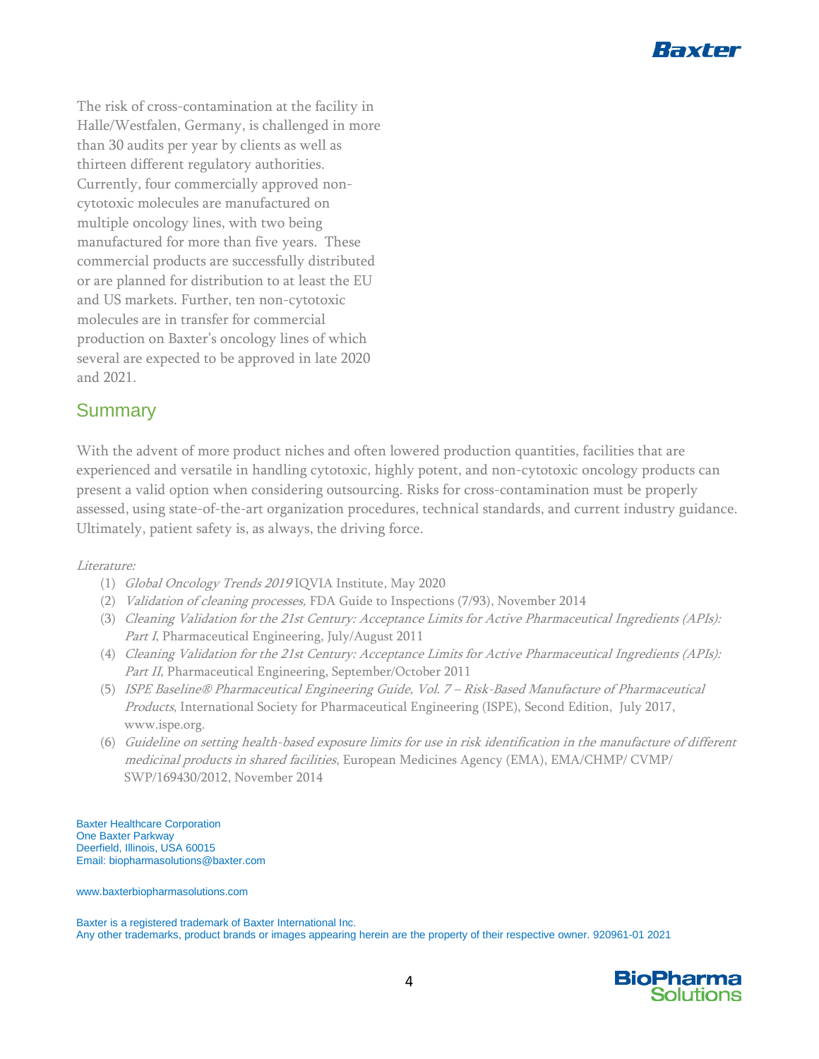The risk of cross-contamination at the facility in Halle/Westfalen, Germany, is challenged in more than 30 audits per year by clients as well as thirteen different regulatory authorities. Currently, four commercially approved non-cytotoxic molecules are manufactured on multiple oncology lines, with two being manufactured for more than five years. These commercial products are successfully distributed or are planned for distribution to at least the EU and US markets. Further, ten non-cytotoxic molecules are in transfer for commercial production on Baxter's oncology lines of which several are expected to be approved in late 2020 and 2021.

## Summary

With the advent of more product niches and often lowered production quantities, facilities that are experienced and versatile in handling cytotoxic, highly potent, and non-cytotoxic oncology products can present a valid option when considering outsourcing. Risks for cross-contamination must be properly assessed, using state-of-the-art organization procedures, technical standards, and current industry guidance. Ultimately, patient safety is, as always, the driving force.

*Literature:*

1. *Global Oncology Trends 2019* IQVIA Institute, May 2020
2. *Validation of cleaning processes,* FDA Guide to Inspections (7/93), November 2014
3. *Cleaning Validation for the 21st Century: Acceptance Limits for Active Pharmaceutical Ingredients (APIs): Part I*, Pharmaceutical Engineering, July/August 2011
4. *Cleaning Validation for the 21st Century: Acceptance Limits for Active Pharmaceutical Ingredients (APIs): Part II*, Pharmaceutical Engineering, September/October 2011
5. *ISPE Baseline® Pharmaceutical Engineering Guide, Vol. 7 – Risk-Based Manufacture of Pharmaceutical Products*, International Society for Pharmaceutical Engineering (ISPE), Second Edition, July 2017, www.ispe.org.
6. *Guideline on setting health-based exposure limits for use in risk identification in the manufacture of different medicinal products in shared facilities*, European Medicines Agency (EMA), EMA/CHMP/ CVMP/ SWP/169430/2012, November 2014

Baxter Healthcare Corporation
One Baxter Parkway
Deerfield, Illinois, USA 60015
Email: biopharmasolutions@baxter.com

www.baxterbiopharmasolutions.com

Baxter is a registered trademark of Baxter International Inc.
Any other trademarks, product brands or images appearing herein are the property of their respective owner. 920961-01 2021